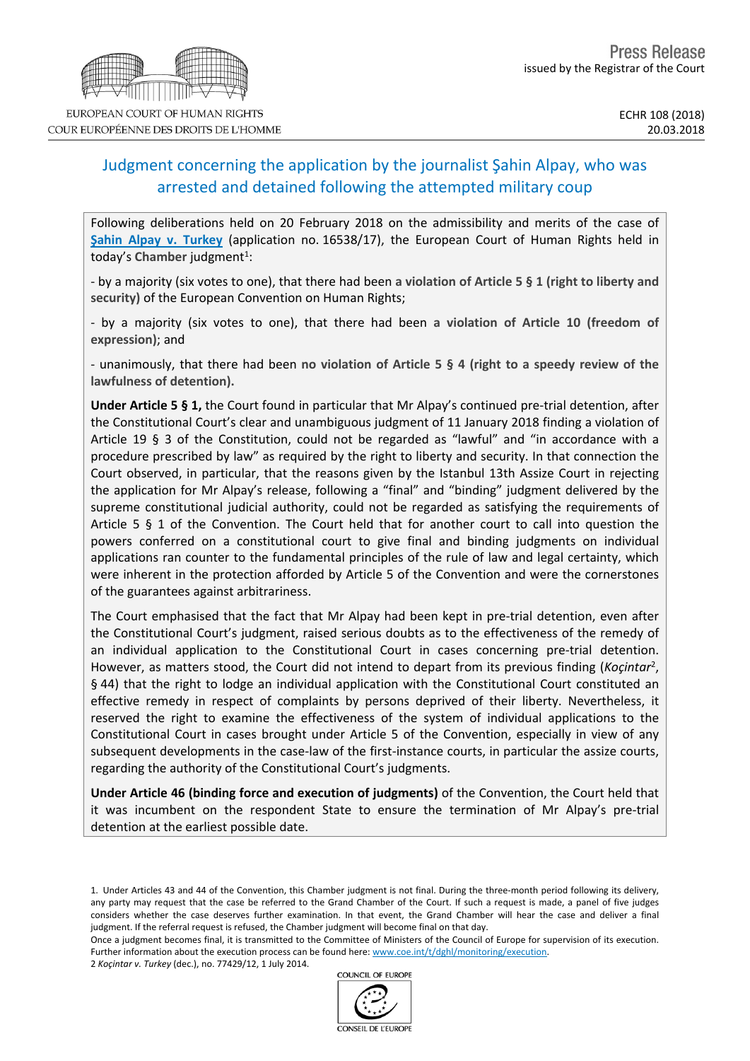EUROPEAN COURT OF HUMAN RIGHTS
COUR EUROPÉENNE DES DROITS DE L'HOMME

Press Release
issued by the Registrar of the Court

ECHR 108 (2018)
20.03.2018

# Judgment concerning the application by the journalist Şahin Alpay, who was arrested and detained following the attempted military coup

Following deliberations held on 20 February 2018 on the admissibility and merits of the case of **Şahin Alpay v. Turkey** (application no. 16538/17), the European Court of Human Rights held in today's **Chamber** judgment[1]:

- by a majority (six votes to one), that there had been **a violation of Article 5 § 1 (right to liberty and security)** of the European Convention on Human Rights;

- by a majority (six votes to one), that there had been **a violation of Article 10 (freedom of expression)**; and

- unanimously, that there had been **no violation of Article 5 § 4 (right to a speedy review of the lawfulness of detention).**

**Under Article 5 § 1,** the Court found in particular that Mr Alpay's continued pre-trial detention, after the Constitutional Court's clear and unambiguous judgment of 11 January 2018 finding a violation of Article 19 § 3 of the Constitution, could not be regarded as "lawful" and "in accordance with a procedure prescribed by law" as required by the right to liberty and security. In that connection the Court observed, in particular, that the reasons given by the Istanbul 13th Assize Court in rejecting the application for Mr Alpay's release, following a "final" and "binding" judgment delivered by the supreme constitutional judicial authority, could not be regarded as satisfying the requirements of Article 5 § 1 of the Convention. The Court held that for another court to call into question the powers conferred on a constitutional court to give final and binding judgments on individual applications ran counter to the fundamental principles of the rule of law and legal certainty, which were inherent in the protection afforded by Article 5 of the Convention and were the cornerstones of the guarantees against arbitrariness.

The Court emphasised that the fact that Mr Alpay had been kept in pre-trial detention, even after the Constitutional Court's judgment, raised serious doubts as to the effectiveness of the remedy of an individual application to the Constitutional Court in cases concerning pre-trial detention. However, as matters stood, the Court did not intend to depart from its previous finding (*Koçintar*[2], § 44) that the right to lodge an individual application with the Constitutional Court constituted an effective remedy in respect of complaints by persons deprived of their liberty. Nevertheless, it reserved the right to examine the effectiveness of the system of individual applications to the Constitutional Court in cases brought under Article 5 of the Convention, especially in view of any subsequent developments in the case-law of the first-instance courts, in particular the assize courts, regarding the authority of the Constitutional Court's judgments.

**Under Article 46 (binding force and execution of judgments)** of the Convention, the Court held that it was incumbent on the respondent State to ensure the termination of Mr Alpay's pre-trial detention at the earliest possible date.

---

1. Under Articles 43 and 44 of the Convention, this Chamber judgment is not final. During the three-month period following its delivery, any party may request that the case be referred to the Grand Chamber of the Court. If such a request is made, a panel of five judges considers whether the case deserves further examination. In that event, the Grand Chamber will hear the case and deliver a final judgment. If the referral request is refused, the Chamber judgment will become final on that day.
Once a judgment becomes final, it is transmitted to the Committee of Ministers of the Council of Europe for supervision of its execution. Further information about the execution process can be found here: www.coe.int/t/dghl/monitoring/execution.

2 *Koçintar v. Turkey* (dec.), no. 77429/12, 1 July 2014.

COUNCIL OF EUROPE
CONSEIL DE L'EUROPE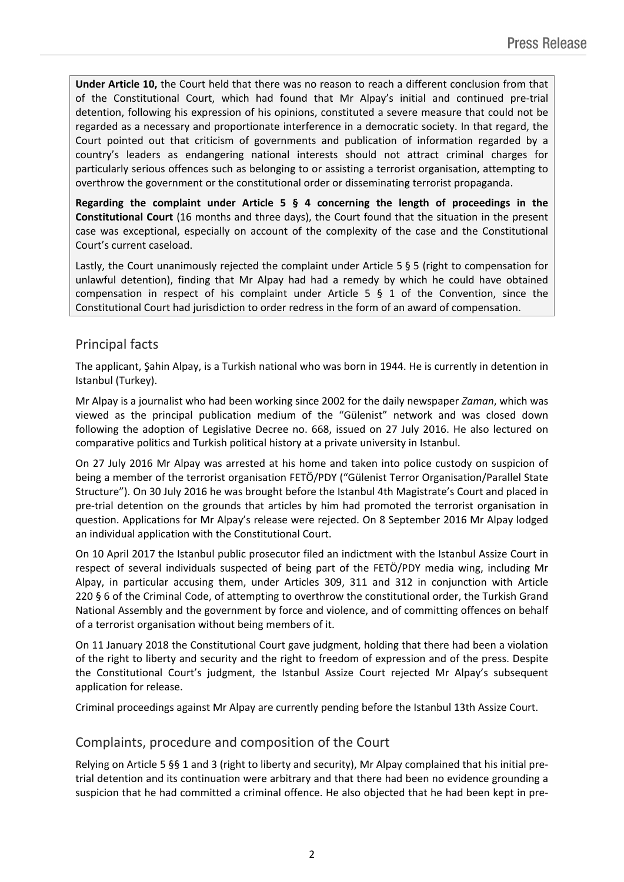**Under Article 10,** the Court held that there was no reason to reach a different conclusion from that of the Constitutional Court, which had found that Mr Alpay's initial and continued pre-trial detention, following his expression of his opinions, constituted a severe measure that could not be regarded as a necessary and proportionate interference in a democratic society. In that regard, the Court pointed out that criticism of governments and publication of information regarded by a country's leaders as endangering national interests should not attract criminal charges for particularly serious offences such as belonging to or assisting a terrorist organisation, attempting to overthrow the government or the constitutional order or disseminating terrorist propaganda.

**Regarding the complaint under Article 5 § 4 concerning the length of proceedings in the Constitutional Court** (16 months and three days), the Court found that the situation in the present case was exceptional, especially on account of the complexity of the case and the Constitutional Court's current caseload.

Lastly, the Court unanimously rejected the complaint under Article 5 § 5 (right to compensation for unlawful detention), finding that Mr Alpay had had a remedy by which he could have obtained compensation in respect of his complaint under Article 5 § 1 of the Convention, since the Constitutional Court had jurisdiction to order redress in the form of an award of compensation.

## Principal facts

The applicant, Şahin Alpay, is a Turkish national who was born in 1944. He is currently in detention in Istanbul (Turkey).

Mr Alpay is a journalist who had been working since 2002 for the daily newspaper *Zaman*, which was viewed as the principal publication medium of the "Gülenist" network and was closed down following the adoption of Legislative Decree no. 668, issued on 27 July 2016. He also lectured on comparative politics and Turkish political history at a private university in Istanbul.

On 27 July 2016 Mr Alpay was arrested at his home and taken into police custody on suspicion of being a member of the terrorist organisation FETÖ/PDY ("Gülenist Terror Organisation/Parallel State Structure"). On 30 July 2016 he was brought before the Istanbul 4th Magistrate's Court and placed in pre-trial detention on the grounds that articles by him had promoted the terrorist organisation in question. Applications for Mr Alpay's release were rejected. On 8 September 2016 Mr Alpay lodged an individual application with the Constitutional Court.

On 10 April 2017 the Istanbul public prosecutor filed an indictment with the Istanbul Assize Court in respect of several individuals suspected of being part of the FETÖ/PDY media wing, including Mr Alpay, in particular accusing them, under Articles 309, 311 and 312 in conjunction with Article 220 § 6 of the Criminal Code, of attempting to overthrow the constitutional order, the Turkish Grand National Assembly and the government by force and violence, and of committing offences on behalf of a terrorist organisation without being members of it.

On 11 January 2018 the Constitutional Court gave judgment, holding that there had been a violation of the right to liberty and security and the right to freedom of expression and of the press. Despite the Constitutional Court's judgment, the Istanbul Assize Court rejected Mr Alpay's subsequent application for release.

Criminal proceedings against Mr Alpay are currently pending before the Istanbul 13th Assize Court.

## Complaints, procedure and composition of the Court

Relying on Article 5 §§ 1 and 3 (right to liberty and security), Mr Alpay complained that his initial pre-trial detention and its continuation were arbitrary and that there had been no evidence grounding a suspicion that he had committed a criminal offence. He also objected that he had been kept in pre-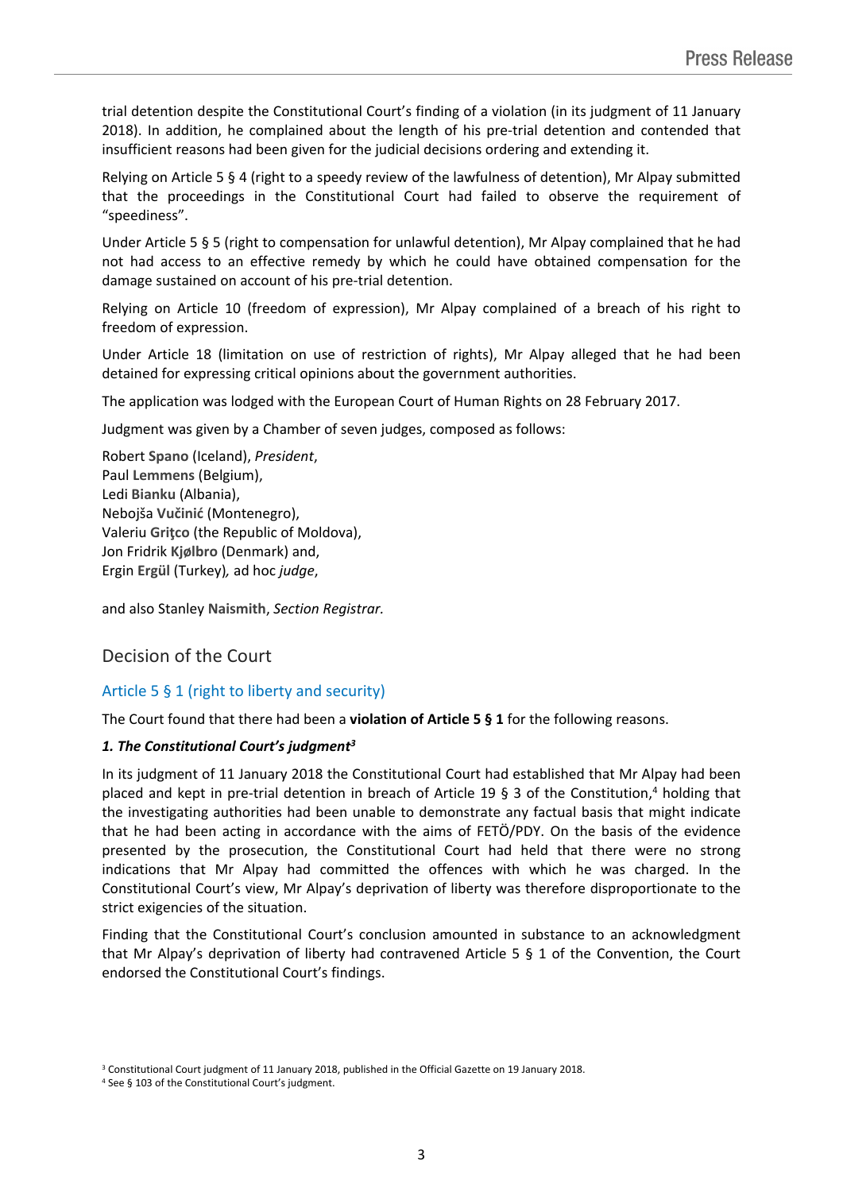trial detention despite the Constitutional Court's finding of a violation (in its judgment of 11 January 2018). In addition, he complained about the length of his pre-trial detention and contended that insufficient reasons had been given for the judicial decisions ordering and extending it.

Relying on Article 5 § 4 (right to a speedy review of the lawfulness of detention), Mr Alpay submitted that the proceedings in the Constitutional Court had failed to observe the requirement of "speediness".

Under Article 5 § 5 (right to compensation for unlawful detention), Mr Alpay complained that he had not had access to an effective remedy by which he could have obtained compensation for the damage sustained on account of his pre-trial detention.

Relying on Article 10 (freedom of expression), Mr Alpay complained of a breach of his right to freedom of expression.

Under Article 18 (limitation on use of restriction of rights), Mr Alpay alleged that he had been detained for expressing critical opinions about the government authorities.

The application was lodged with the European Court of Human Rights on 28 February 2017.

Judgment was given by a Chamber of seven judges, composed as follows:

Robert **Spano** (Iceland), *President*,
Paul **Lemmens** (Belgium),
Ledi **Bianku** (Albania),
Nebojša **Vučinić** (Montenegro),
Valeriu **Griţco** (the Republic of Moldova),
Jon Fridrik **Kjølbro** (Denmark) and,
Ergin **Ergül** (Turkey)*,* ad hoc *judge*,

and also Stanley **Naismith**, *Section Registrar.*

## Decision of the Court

### Article 5 § 1 (right to liberty and security)

The Court found that there had been a **violation of Article 5 § 1** for the following reasons.

***1. The Constitutional Court's judgment[3]***

In its judgment of 11 January 2018 the Constitutional Court had established that Mr Alpay had been placed and kept in pre-trial detention in breach of Article 19 § 3 of the Constitution,[4] holding that the investigating authorities had been unable to demonstrate any factual basis that might indicate that he had been acting in accordance with the aims of FETÖ/PDY. On the basis of the evidence presented by the prosecution, the Constitutional Court had held that there were no strong indications that Mr Alpay had committed the offences with which he was charged. In the Constitutional Court's view, Mr Alpay's deprivation of liberty was therefore disproportionate to the strict exigencies of the situation.

Finding that the Constitutional Court's conclusion amounted in substance to an acknowledgment that Mr Alpay's deprivation of liberty had contravened Article 5 § 1 of the Convention, the Court endorsed the Constitutional Court's findings.

[3] Constitutional Court judgment of 11 January 2018, published in the Official Gazette on 19 January 2018.
[4] See § 103 of the Constitutional Court's judgment.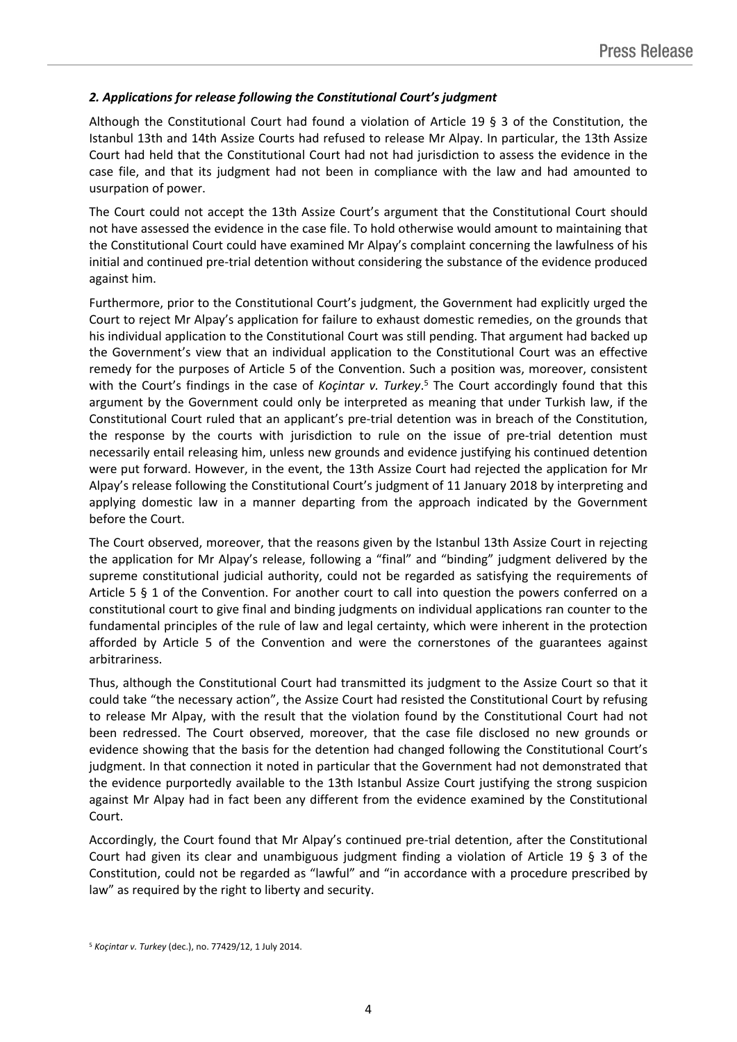### *2. Applications for release following the Constitutional Court's judgment*

Although the Constitutional Court had found a violation of Article 19 § 3 of the Constitution, the Istanbul 13th and 14th Assize Courts had refused to release Mr Alpay. In particular, the 13th Assize Court had held that the Constitutional Court had not had jurisdiction to assess the evidence in the case file, and that its judgment had not been in compliance with the law and had amounted to usurpation of power.

The Court could not accept the 13th Assize Court's argument that the Constitutional Court should not have assessed the evidence in the case file. To hold otherwise would amount to maintaining that the Constitutional Court could have examined Mr Alpay's complaint concerning the lawfulness of his initial and continued pre-trial detention without considering the substance of the evidence produced against him.

Furthermore, prior to the Constitutional Court's judgment, the Government had explicitly urged the Court to reject Mr Alpay's application for failure to exhaust domestic remedies, on the grounds that his individual application to the Constitutional Court was still pending. That argument had backed up the Government's view that an individual application to the Constitutional Court was an effective remedy for the purposes of Article 5 of the Convention. Such a position was, moreover, consistent with the Court's findings in the case of *Koçintar v. Turkey*.[5] The Court accordingly found that this argument by the Government could only be interpreted as meaning that under Turkish law, if the Constitutional Court ruled that an applicant's pre-trial detention was in breach of the Constitution, the response by the courts with jurisdiction to rule on the issue of pre-trial detention must necessarily entail releasing him, unless new grounds and evidence justifying his continued detention were put forward. However, in the event, the 13th Assize Court had rejected the application for Mr Alpay's release following the Constitutional Court's judgment of 11 January 2018 by interpreting and applying domestic law in a manner departing from the approach indicated by the Government before the Court.

The Court observed, moreover, that the reasons given by the Istanbul 13th Assize Court in rejecting the application for Mr Alpay's release, following a "final" and "binding" judgment delivered by the supreme constitutional judicial authority, could not be regarded as satisfying the requirements of Article 5 § 1 of the Convention. For another court to call into question the powers conferred on a constitutional court to give final and binding judgments on individual applications ran counter to the fundamental principles of the rule of law and legal certainty, which were inherent in the protection afforded by Article 5 of the Convention and were the cornerstones of the guarantees against arbitrariness.

Thus, although the Constitutional Court had transmitted its judgment to the Assize Court so that it could take "the necessary action", the Assize Court had resisted the Constitutional Court by refusing to release Mr Alpay, with the result that the violation found by the Constitutional Court had not been redressed. The Court observed, moreover, that the case file disclosed no new grounds or evidence showing that the basis for the detention had changed following the Constitutional Court's judgment. In that connection it noted in particular that the Government had not demonstrated that the evidence purportedly available to the 13th Istanbul Assize Court justifying the strong suspicion against Mr Alpay had in fact been any different from the evidence examined by the Constitutional Court.

Accordingly, the Court found that Mr Alpay's continued pre-trial detention, after the Constitutional Court had given its clear and unambiguous judgment finding a violation of Article 19 § 3 of the Constitution, could not be regarded as "lawful" and "in accordance with a procedure prescribed by law" as required by the right to liberty and security.

---

[5] *Koçintar v. Turkey* (dec.), no. 77429/12, 1 July 2014.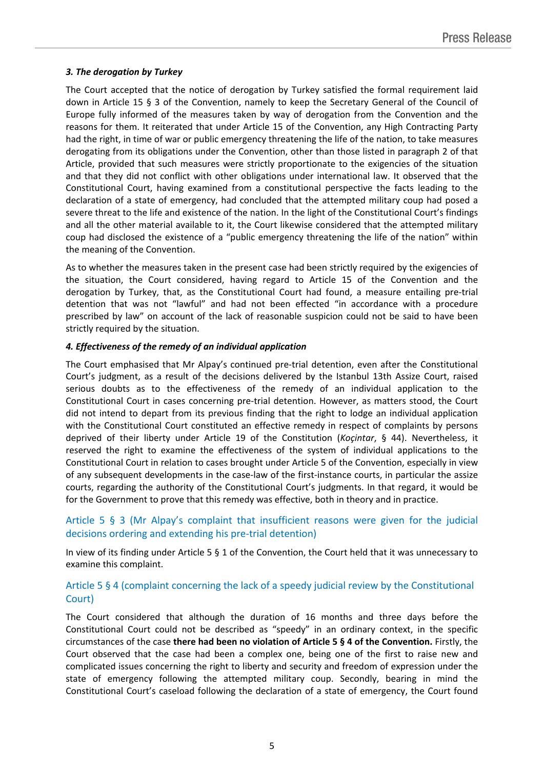### *3. The derogation by Turkey*

The Court accepted that the notice of derogation by Turkey satisfied the formal requirement laid down in Article 15 § 3 of the Convention, namely to keep the Secretary General of the Council of Europe fully informed of the measures taken by way of derogation from the Convention and the reasons for them. It reiterated that under Article 15 of the Convention, any High Contracting Party had the right, in time of war or public emergency threatening the life of the nation, to take measures derogating from its obligations under the Convention, other than those listed in paragraph 2 of that Article, provided that such measures were strictly proportionate to the exigencies of the situation and that they did not conflict with other obligations under international law. It observed that the Constitutional Court, having examined from a constitutional perspective the facts leading to the declaration of a state of emergency, had concluded that the attempted military coup had posed a severe threat to the life and existence of the nation. In the light of the Constitutional Court's findings and all the other material available to it, the Court likewise considered that the attempted military coup had disclosed the existence of a "public emergency threatening the life of the nation" within the meaning of the Convention.

As to whether the measures taken in the present case had been strictly required by the exigencies of the situation, the Court considered, having regard to Article 15 of the Convention and the derogation by Turkey, that, as the Constitutional Court had found, a measure entailing pre-trial detention that was not "lawful" and had not been effected "in accordance with a procedure prescribed by law" on account of the lack of reasonable suspicion could not be said to have been strictly required by the situation.

### *4. Effectiveness of the remedy of an individual application*

The Court emphasised that Mr Alpay's continued pre-trial detention, even after the Constitutional Court's judgment, as a result of the decisions delivered by the Istanbul 13th Assize Court, raised serious doubts as to the effectiveness of the remedy of an individual application to the Constitutional Court in cases concerning pre-trial detention. However, as matters stood, the Court did not intend to depart from its previous finding that the right to lodge an individual application with the Constitutional Court constituted an effective remedy in respect of complaints by persons deprived of their liberty under Article 19 of the Constitution (*Koçintar*, § 44). Nevertheless, it reserved the right to examine the effectiveness of the system of individual applications to the Constitutional Court in relation to cases brought under Article 5 of the Convention, especially in view of any subsequent developments in the case-law of the first-instance courts, in particular the assize courts, regarding the authority of the Constitutional Court's judgments. In that regard, it would be for the Government to prove that this remedy was effective, both in theory and in practice.

## Article 5 § 3 (Mr Alpay's complaint that insufficient reasons were given for the judicial decisions ordering and extending his pre-trial detention)

In view of its finding under Article 5 § 1 of the Convention, the Court held that it was unnecessary to examine this complaint.

## Article 5 § 4 (complaint concerning the lack of a speedy judicial review by the Constitutional Court)

The Court considered that although the duration of 16 months and three days before the Constitutional Court could not be described as "speedy" in an ordinary context, in the specific circumstances of the case **there had been no violation of Article 5 § 4 of the Convention.** Firstly, the Court observed that the case had been a complex one, being one of the first to raise new and complicated issues concerning the right to liberty and security and freedom of expression under the state of emergency following the attempted military coup. Secondly, bearing in mind the Constitutional Court's caseload following the declaration of a state of emergency, the Court found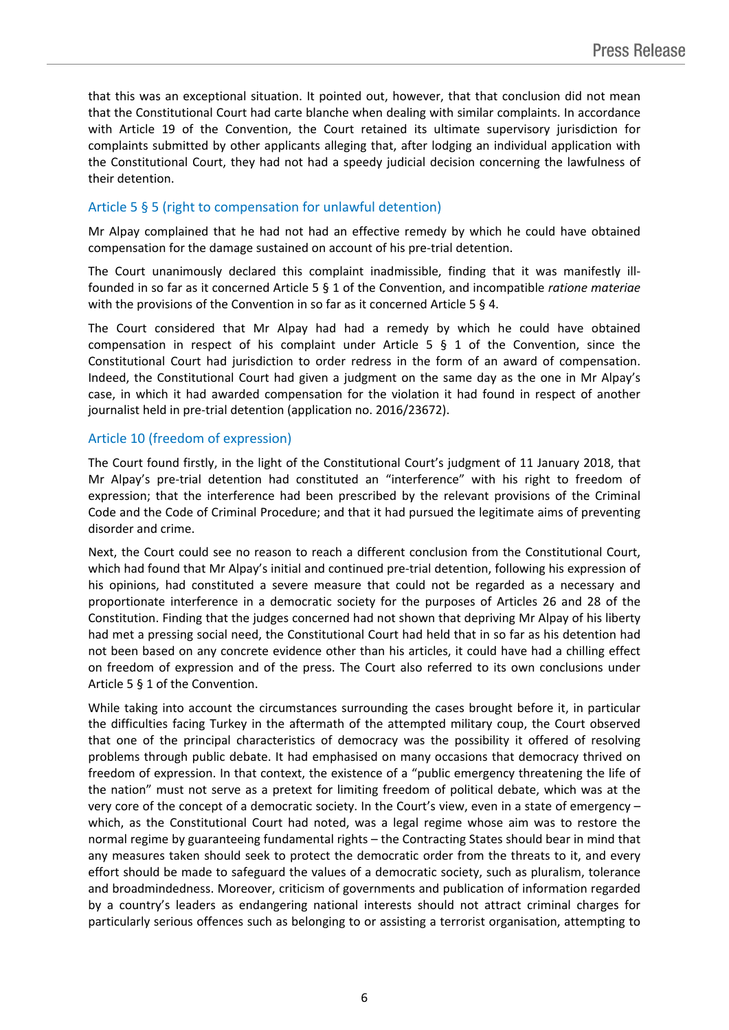that this was an exceptional situation. It pointed out, however, that that conclusion did not mean that the Constitutional Court had carte blanche when dealing with similar complaints. In accordance with Article 19 of the Convention, the Court retained its ultimate supervisory jurisdiction for complaints submitted by other applicants alleging that, after lodging an individual application with the Constitutional Court, they had not had a speedy judicial decision concerning the lawfulness of their detention.

## Article 5 § 5 (right to compensation for unlawful detention)

Mr Alpay complained that he had not had an effective remedy by which he could have obtained compensation for the damage sustained on account of his pre-trial detention.

The Court unanimously declared this complaint inadmissible, finding that it was manifestly ill-founded in so far as it concerned Article 5 § 1 of the Convention, and incompatible *ratione materiae* with the provisions of the Convention in so far as it concerned Article 5 § 4.

The Court considered that Mr Alpay had had a remedy by which he could have obtained compensation in respect of his complaint under Article 5 § 1 of the Convention, since the Constitutional Court had jurisdiction to order redress in the form of an award of compensation. Indeed, the Constitutional Court had given a judgment on the same day as the one in Mr Alpay's case, in which it had awarded compensation for the violation it had found in respect of another journalist held in pre-trial detention (application no. 2016/23672).

## Article 10 (freedom of expression)

The Court found firstly, in the light of the Constitutional Court's judgment of 11 January 2018, that Mr Alpay's pre-trial detention had constituted an "interference" with his right to freedom of expression; that the interference had been prescribed by the relevant provisions of the Criminal Code and the Code of Criminal Procedure; and that it had pursued the legitimate aims of preventing disorder and crime.

Next, the Court could see no reason to reach a different conclusion from the Constitutional Court, which had found that Mr Alpay's initial and continued pre-trial detention, following his expression of his opinions, had constituted a severe measure that could not be regarded as a necessary and proportionate interference in a democratic society for the purposes of Articles 26 and 28 of the Constitution. Finding that the judges concerned had not shown that depriving Mr Alpay of his liberty had met a pressing social need, the Constitutional Court had held that in so far as his detention had not been based on any concrete evidence other than his articles, it could have had a chilling effect on freedom of expression and of the press. The Court also referred to its own conclusions under Article 5 § 1 of the Convention.

While taking into account the circumstances surrounding the cases brought before it, in particular the difficulties facing Turkey in the aftermath of the attempted military coup, the Court observed that one of the principal characteristics of democracy was the possibility it offered of resolving problems through public debate. It had emphasised on many occasions that democracy thrived on freedom of expression. In that context, the existence of a "public emergency threatening the life of the nation" must not serve as a pretext for limiting freedom of political debate, which was at the very core of the concept of a democratic society. In the Court's view, even in a state of emergency – which, as the Constitutional Court had noted, was a legal regime whose aim was to restore the normal regime by guaranteeing fundamental rights – the Contracting States should bear in mind that any measures taken should seek to protect the democratic order from the threats to it, and every effort should be made to safeguard the values of a democratic society, such as pluralism, tolerance and broadmindedness. Moreover, criticism of governments and publication of information regarded by a country's leaders as endangering national interests should not attract criminal charges for particularly serious offences such as belonging to or assisting a terrorist organisation, attempting to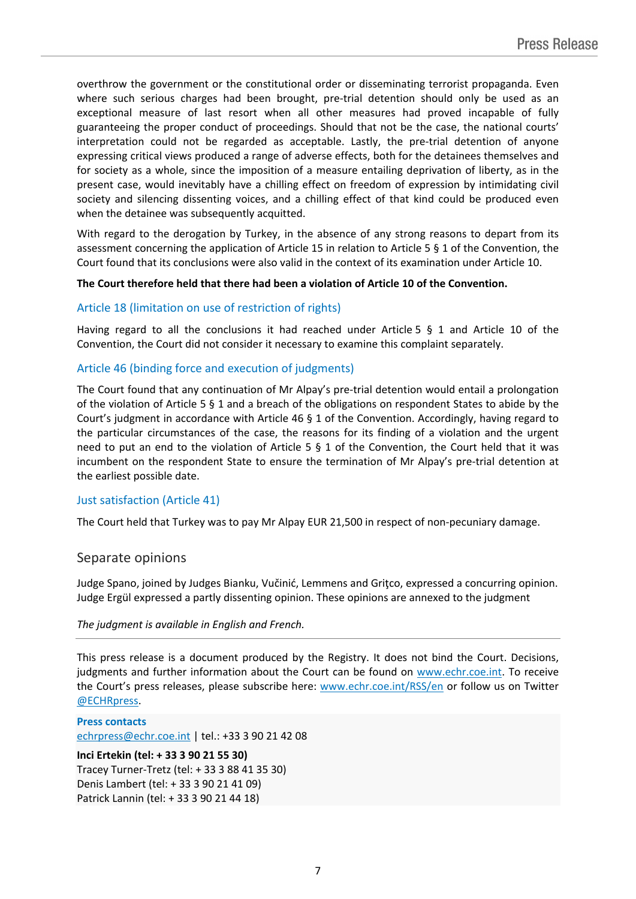overthrow the government or the constitutional order or disseminating terrorist propaganda. Even where such serious charges had been brought, pre-trial detention should only be used as an exceptional measure of last resort when all other measures had proved incapable of fully guaranteeing the proper conduct of proceedings. Should that not be the case, the national courts' interpretation could not be regarded as acceptable. Lastly, the pre-trial detention of anyone expressing critical views produced a range of adverse effects, both for the detainees themselves and for society as a whole, since the imposition of a measure entailing deprivation of liberty, as in the present case, would inevitably have a chilling effect on freedom of expression by intimidating civil society and silencing dissenting voices, and a chilling effect of that kind could be produced even when the detainee was subsequently acquitted.

With regard to the derogation by Turkey, in the absence of any strong reasons to depart from its assessment concerning the application of Article 15 in relation to Article 5 § 1 of the Convention, the Court found that its conclusions were also valid in the context of its examination under Article 10.

**The Court therefore held that there had been a violation of Article 10 of the Convention.**

### Article 18 (limitation on use of restriction of rights)

Having regard to all the conclusions it had reached under Article 5 § 1 and Article 10 of the Convention, the Court did not consider it necessary to examine this complaint separately.

### Article 46 (binding force and execution of judgments)

The Court found that any continuation of Mr Alpay's pre-trial detention would entail a prolongation of the violation of Article 5 § 1 and a breach of the obligations on respondent States to abide by the Court's judgment in accordance with Article 46 § 1 of the Convention. Accordingly, having regard to the particular circumstances of the case, the reasons for its finding of a violation and the urgent need to put an end to the violation of Article 5 § 1 of the Convention, the Court held that it was incumbent on the respondent State to ensure the termination of Mr Alpay's pre-trial detention at the earliest possible date.

### Just satisfaction (Article 41)

The Court held that Turkey was to pay Mr Alpay EUR 21,500 in respect of non-pecuniary damage.

## Separate opinions

Judge Spano, joined by Judges Bianku, Vučinić, Lemmens and Griţco, expressed a concurring opinion. Judge Ergül expressed a partly dissenting opinion. These opinions are annexed to the judgment

*The judgment is available in English and French.*

---

This press release is a document produced by the Registry. It does not bind the Court. Decisions, judgments and further information about the Court can be found on www.echr.coe.int. To receive the Court's press releases, please subscribe here: www.echr.coe.int/RSS/en or follow us on Twitter @ECHRpress.

**Press contacts**
echrpress@echr.coe.int | tel.: +33 3 90 21 42 08

**Inci Ertekin (tel: + 33 3 90 21 55 30)**
Tracey Turner-Tretz (tel: + 33 3 88 41 35 30)
Denis Lambert (tel: + 33 3 90 21 41 09)
Patrick Lannin (tel: + 33 3 90 21 44 18)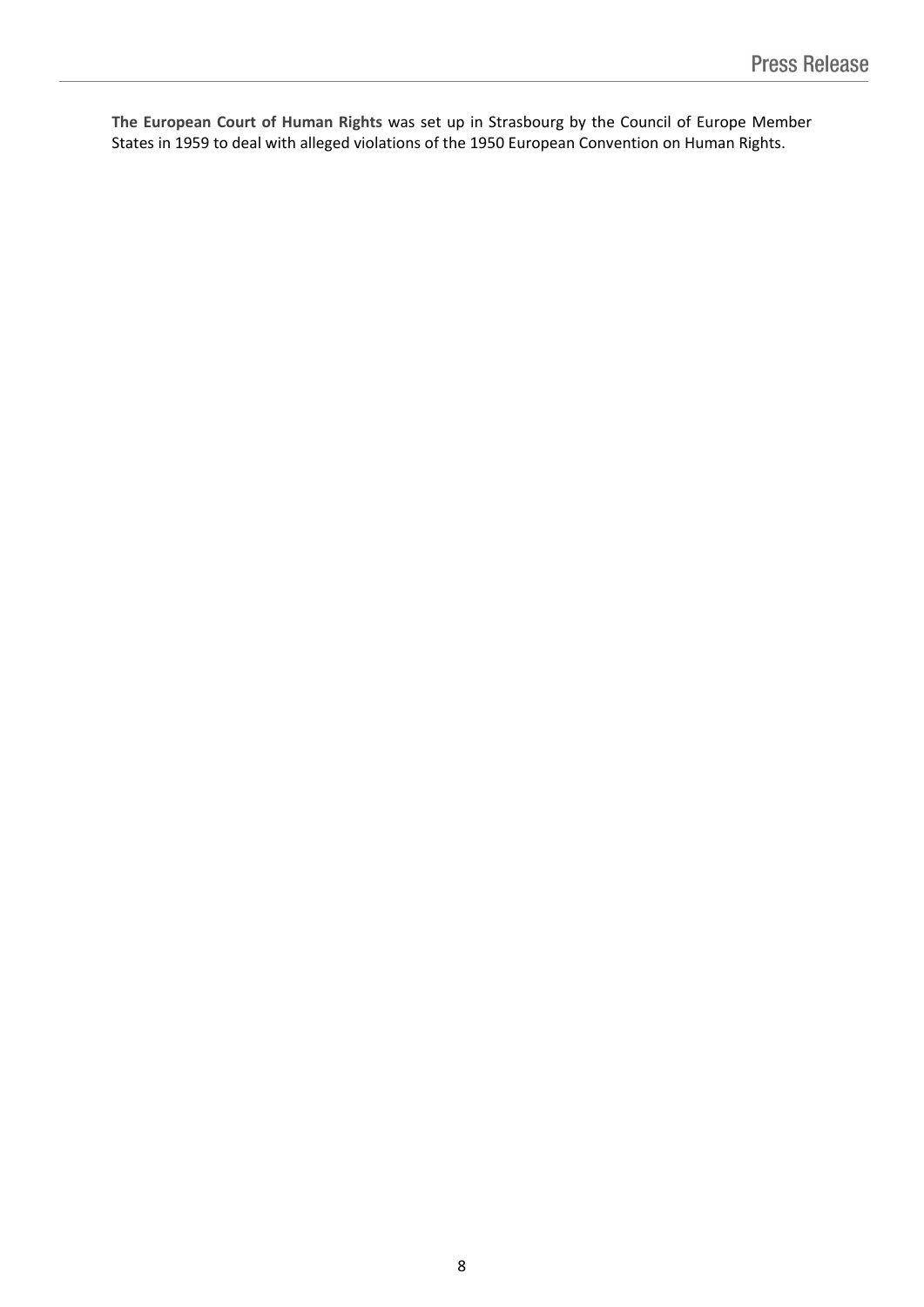**The European Court of Human Rights** was set up in Strasbourg by the Council of Europe Member States in 1959 to deal with alleged violations of the 1950 European Convention on Human Rights.